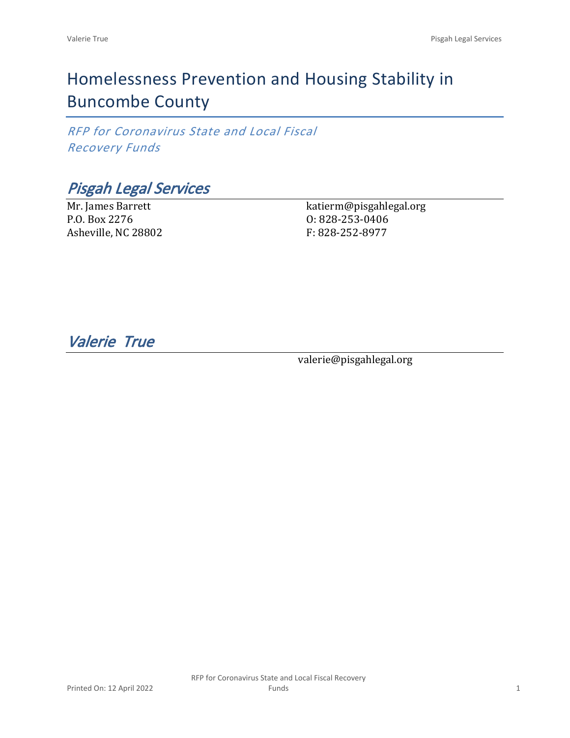# Homelessness Prevention and Housing Stability in Buncombe County

*RFP for Coronavirus State and Local Fiscal Recovery Funds*

## *Pisgah Legal Services*

Mr. James Barrett
P.O. Box 2276
Asheville, NC 28802

katierm@pisgahlegal.org
O: 828-253-0406
F: 828-252-8977

## *Valerie True*

valerie@pisgahlegal.org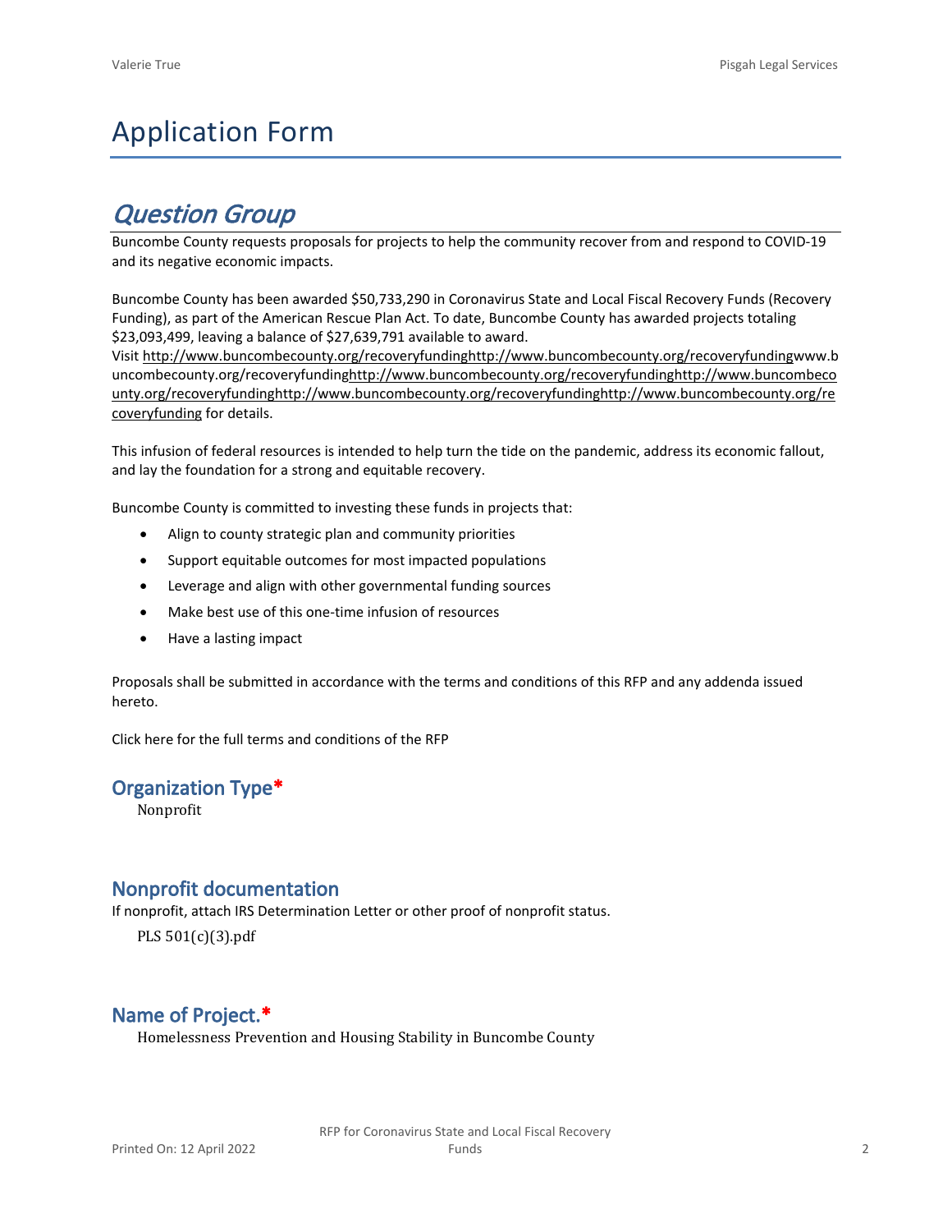# Application Form

## *Question Group*

Buncombe County requests proposals for projects to help the community recover from and respond to COVID-19 and its negative economic impacts.

Buncombe County has been awarded $50,733,290 in Coronavirus State and Local Fiscal Recovery Funds (Recovery Funding), as part of the American Rescue Plan Act. To date, Buncombe County has awarded projects totaling $23,093,499, leaving a balance of $27,639,791 available to award.
Visit http://www.buncombecounty.org/recoveryfundinghttp://www.buncombecounty.org/recoveryfundingwww.buncombecounty.org/recoveryfundinghttp://www.buncombecounty.org/recoveryfundinghttp://www.buncombecounty.org/recoveryfundinghttp://www.buncombecounty.org/recoveryfundinghttp://www.buncombecounty.org/recoveryfunding for details.

This infusion of federal resources is intended to help turn the tide on the pandemic, address its economic fallout, and lay the foundation for a strong and equitable recovery.

Buncombe County is committed to investing these funds in projects that:

- Align to county strategic plan and community priorities
- Support equitable outcomes for most impacted populations
- Leverage and align with other governmental funding sources
- Make best use of this one-time infusion of resources
- Have a lasting impact

Proposals shall be submitted in accordance with the terms and conditions of this RFP and any addenda issued hereto.

Click here for the full terms and conditions of the RFP

### Organization Type*

Nonprofit

### Nonprofit documentation

If nonprofit, attach IRS Determination Letter or other proof of nonprofit status.

PLS 501(c)(3).pdf

### Name of Project.*

Homelessness Prevention and Housing Stability in Buncombe County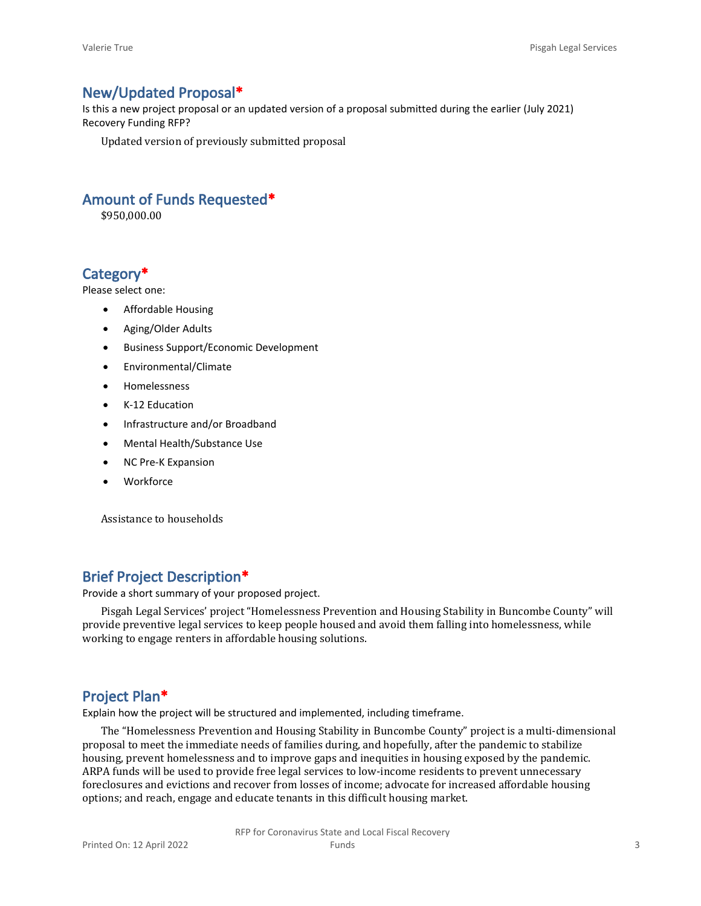## New/Updated Proposal*

Is this a new project proposal or an updated version of a proposal submitted during the earlier (July 2021) Recovery Funding RFP?

Updated version of previously submitted proposal

## Amount of Funds Requested*

$950,000.00

## Category*

Please select one:

- Affordable Housing
- Aging/Older Adults
- Business Support/Economic Development
- Environmental/Climate
- Homelessness
- K-12 Education
- Infrastructure and/or Broadband
- Mental Health/Substance Use
- NC Pre-K Expansion
- Workforce

Assistance to households

## Brief Project Description*

Provide a short summary of your proposed project.

Pisgah Legal Services' project "Homelessness Prevention and Housing Stability in Buncombe County" will provide preventive legal services to keep people housed and avoid them falling into homelessness, while working to engage renters in affordable housing solutions.

## Project Plan*

Explain how the project will be structured and implemented, including timeframe.

The "Homelessness Prevention and Housing Stability in Buncombe County" project is a multi-dimensional proposal to meet the immediate needs of families during, and hopefully, after the pandemic to stabilize housing, prevent homelessness and to improve gaps and inequities in housing exposed by the pandemic. ARPA funds will be used to provide free legal services to low-income residents to prevent unnecessary foreclosures and evictions and recover from losses of income; advocate for increased affordable housing options; and reach, engage and educate tenants in this difficult housing market.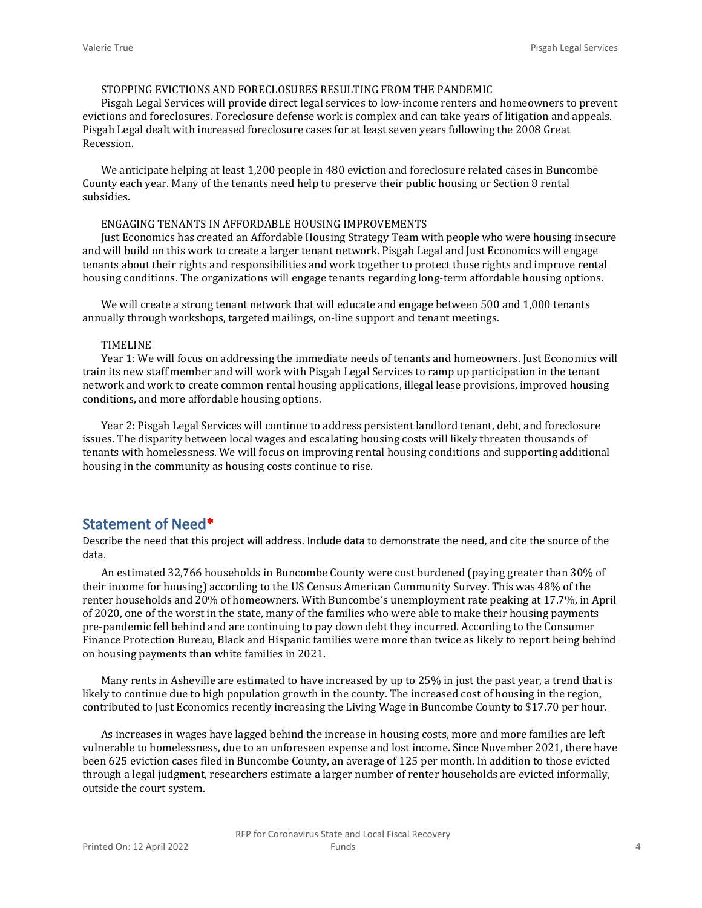STOPPING EVICTIONS AND FORECLOSURES RESULTING FROM THE PANDEMIC

Pisgah Legal Services will provide direct legal services to low-income renters and homeowners to prevent evictions and foreclosures. Foreclosure defense work is complex and can take years of litigation and appeals. Pisgah Legal dealt with increased foreclosure cases for at least seven years following the 2008 Great Recession.

We anticipate helping at least 1,200 people in 480 eviction and foreclosure related cases in Buncombe County each year. Many of the tenants need help to preserve their public housing or Section 8 rental subsidies.

ENGAGING TENANTS IN AFFORDABLE HOUSING IMPROVEMENTS

Just Economics has created an Affordable Housing Strategy Team with people who were housing insecure and will build on this work to create a larger tenant network. Pisgah Legal and Just Economics will engage tenants about their rights and responsibilities and work together to protect those rights and improve rental housing conditions. The organizations will engage tenants regarding long-term affordable housing options.

We will create a strong tenant network that will educate and engage between 500 and 1,000 tenants annually through workshops, targeted mailings, on-line support and tenant meetings.

TIMELINE

Year 1: We will focus on addressing the immediate needs of tenants and homeowners. Just Economics will train its new staff member and will work with Pisgah Legal Services to ramp up participation in the tenant network and work to create common rental housing applications, illegal lease provisions, improved housing conditions, and more affordable housing options.

Year 2: Pisgah Legal Services will continue to address persistent landlord tenant, debt, and foreclosure issues. The disparity between local wages and escalating housing costs will likely threaten thousands of tenants with homelessness. We will focus on improving rental housing conditions and supporting additional housing in the community as housing costs continue to rise.

## Statement of Need*

Describe the need that this project will address. Include data to demonstrate the need, and cite the source of the data.

An estimated 32,766 households in Buncombe County were cost burdened (paying greater than 30% of their income for housing) according to the US Census American Community Survey. This was 48% of the renter households and 20% of homeowners. With Buncombe's unemployment rate peaking at 17.7%, in April of 2020, one of the worst in the state, many of the families who were able to make their housing payments pre-pandemic fell behind and are continuing to pay down debt they incurred. According to the Consumer Finance Protection Bureau, Black and Hispanic families were more than twice as likely to report being behind on housing payments than white families in 2021.

Many rents in Asheville are estimated to have increased by up to 25% in just the past year, a trend that is likely to continue due to high population growth in the county. The increased cost of housing in the region, contributed to Just Economics recently increasing the Living Wage in Buncombe County to $17.70 per hour.

As increases in wages have lagged behind the increase in housing costs, more and more families are left vulnerable to homelessness, due to an unforeseen expense and lost income. Since November 2021, there have been 625 eviction cases filed in Buncombe County, an average of 125 per month. In addition to those evicted through a legal judgment, researchers estimate a larger number of renter households are evicted informally, outside the court system.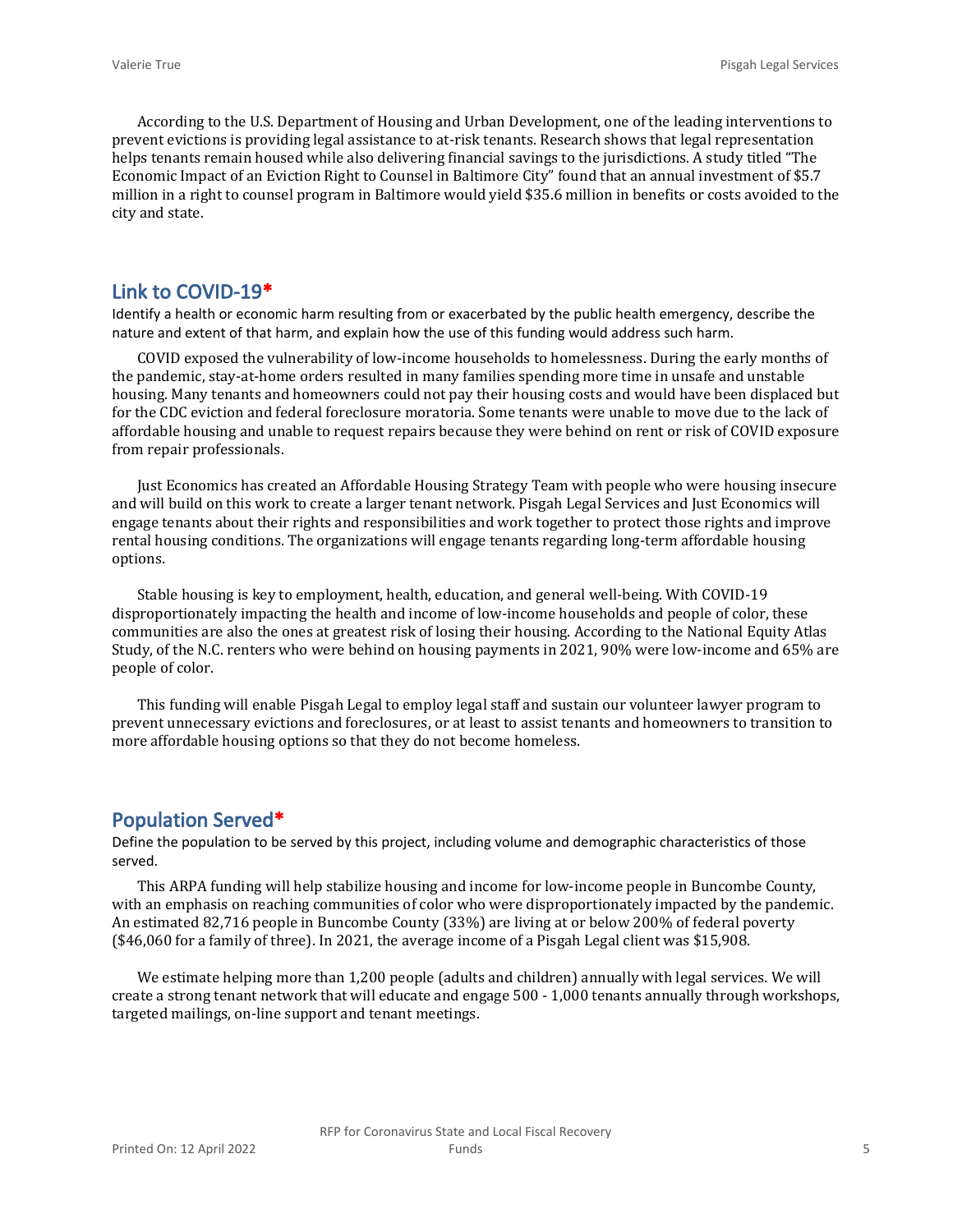According to the U.S. Department of Housing and Urban Development, one of the leading interventions to prevent evictions is providing legal assistance to at-risk tenants. Research shows that legal representation helps tenants remain housed while also delivering financial savings to the jurisdictions. A study titled "The Economic Impact of an Eviction Right to Counsel in Baltimore City" found that an annual investment of $5.7 million in a right to counsel program in Baltimore would yield $35.6 million in benefits or costs avoided to the city and state.

## Link to COVID-19*

Identify a health or economic harm resulting from or exacerbated by the public health emergency, describe the nature and extent of that harm, and explain how the use of this funding would address such harm.

COVID exposed the vulnerability of low-income households to homelessness. During the early months of the pandemic, stay-at-home orders resulted in many families spending more time in unsafe and unstable housing. Many tenants and homeowners could not pay their housing costs and would have been displaced but for the CDC eviction and federal foreclosure moratoria. Some tenants were unable to move due to the lack of affordable housing and unable to request repairs because they were behind on rent or risk of COVID exposure from repair professionals.

Just Economics has created an Affordable Housing Strategy Team with people who were housing insecure and will build on this work to create a larger tenant network. Pisgah Legal Services and Just Economics will engage tenants about their rights and responsibilities and work together to protect those rights and improve rental housing conditions. The organizations will engage tenants regarding long-term affordable housing options.

Stable housing is key to employment, health, education, and general well-being. With COVID-19 disproportionately impacting the health and income of low-income households and people of color, these communities are also the ones at greatest risk of losing their housing. According to the National Equity Atlas Study, of the N.C. renters who were behind on housing payments in 2021, 90% were low-income and 65% are people of color.

This funding will enable Pisgah Legal to employ legal staff and sustain our volunteer lawyer program to prevent unnecessary evictions and foreclosures, or at least to assist tenants and homeowners to transition to more affordable housing options so that they do not become homeless.

## Population Served*

Define the population to be served by this project, including volume and demographic characteristics of those served.

This ARPA funding will help stabilize housing and income for low-income people in Buncombe County, with an emphasis on reaching communities of color who were disproportionately impacted by the pandemic. An estimated 82,716 people in Buncombe County (33%) are living at or below 200% of federal poverty ($46,060 for a family of three). In 2021, the average income of a Pisgah Legal client was $15,908.

We estimate helping more than 1,200 people (adults and children) annually with legal services. We will create a strong tenant network that will educate and engage 500 - 1,000 tenants annually through workshops, targeted mailings, on-line support and tenant meetings.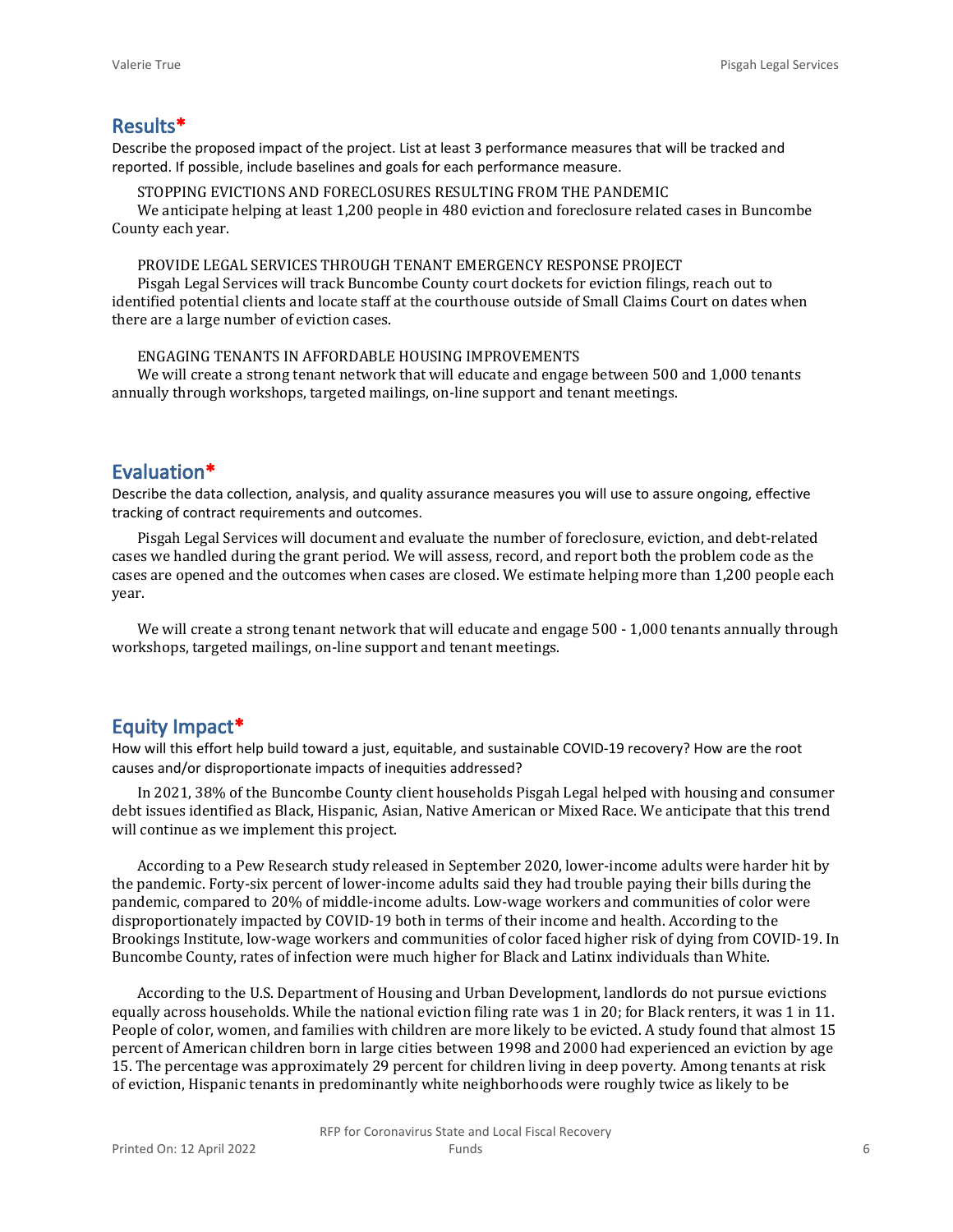## Results*

Describe the proposed impact of the project. List at least 3 performance measures that will be tracked and reported. If possible, include baselines and goals for each performance measure.

STOPPING EVICTIONS AND FORECLOSURES RESULTING FROM THE PANDEMIC

We anticipate helping at least 1,200 people in 480 eviction and foreclosure related cases in Buncombe County each year.

PROVIDE LEGAL SERVICES THROUGH TENANT EMERGENCY RESPONSE PROJECT

Pisgah Legal Services will track Buncombe County court dockets for eviction filings, reach out to identified potential clients and locate staff at the courthouse outside of Small Claims Court on dates when there are a large number of eviction cases.

ENGAGING TENANTS IN AFFORDABLE HOUSING IMPROVEMENTS

We will create a strong tenant network that will educate and engage between 500 and 1,000 tenants annually through workshops, targeted mailings, on-line support and tenant meetings.

## Evaluation*

Describe the data collection, analysis, and quality assurance measures you will use to assure ongoing, effective tracking of contract requirements and outcomes.

Pisgah Legal Services will document and evaluate the number of foreclosure, eviction, and debt-related cases we handled during the grant period. We will assess, record, and report both the problem code as the cases are opened and the outcomes when cases are closed. We estimate helping more than 1,200 people each year.

We will create a strong tenant network that will educate and engage 500 - 1,000 tenants annually through workshops, targeted mailings, on-line support and tenant meetings.

## Equity Impact*

How will this effort help build toward a just, equitable, and sustainable COVID-19 recovery? How are the root causes and/or disproportionate impacts of inequities addressed?

In 2021, 38% of the Buncombe County client households Pisgah Legal helped with housing and consumer debt issues identified as Black, Hispanic, Asian, Native American or Mixed Race. We anticipate that this trend will continue as we implement this project.

According to a Pew Research study released in September 2020, lower-income adults were harder hit by the pandemic. Forty-six percent of lower-income adults said they had trouble paying their bills during the pandemic, compared to 20% of middle-income adults. Low-wage workers and communities of color were disproportionately impacted by COVID-19 both in terms of their income and health. According to the Brookings Institute, low-wage workers and communities of color faced higher risk of dying from COVID-19. In Buncombe County, rates of infection were much higher for Black and Latinx individuals than White.

According to the U.S. Department of Housing and Urban Development, landlords do not pursue evictions equally across households. While the national eviction filing rate was 1 in 20; for Black renters, it was 1 in 11. People of color, women, and families with children are more likely to be evicted. A study found that almost 15 percent of American children born in large cities between 1998 and 2000 had experienced an eviction by age 15. The percentage was approximately 29 percent for children living in deep poverty. Among tenants at risk of eviction, Hispanic tenants in predominantly white neighborhoods were roughly twice as likely to be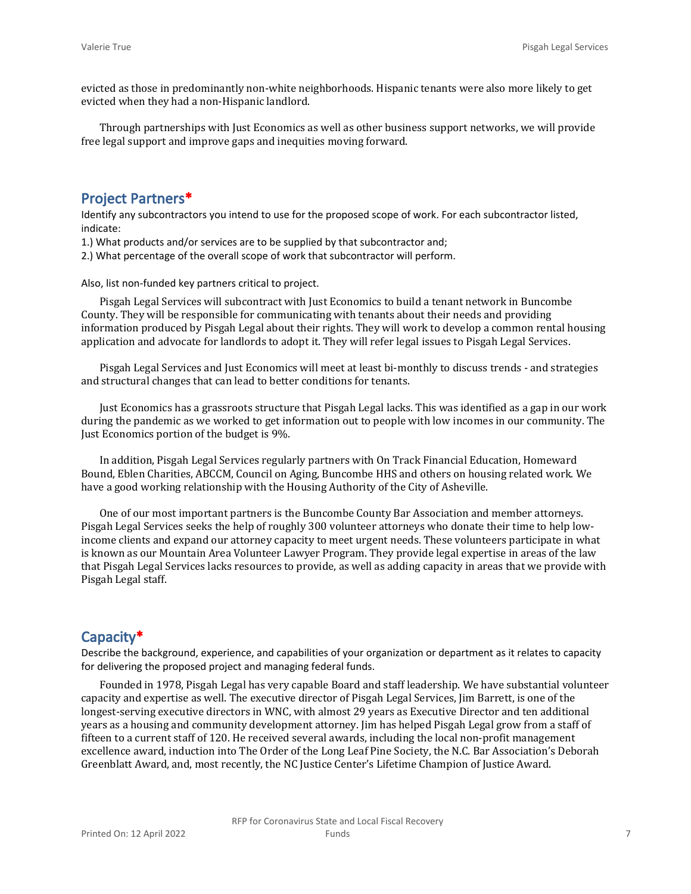evicted as those in predominantly non-white neighborhoods. Hispanic tenants were also more likely to get evicted when they had a non-Hispanic landlord.

Through partnerships with Just Economics as well as other business support networks, we will provide free legal support and improve gaps and inequities moving forward.

## Project Partners*

Identify any subcontractors you intend to use for the proposed scope of work. For each subcontractor listed, indicate:

1.) What products and/or services are to be supplied by that subcontractor and;

2.) What percentage of the overall scope of work that subcontractor will perform.

Also, list non-funded key partners critical to project.

Pisgah Legal Services will subcontract with Just Economics to build a tenant network in Buncombe County. They will be responsible for communicating with tenants about their needs and providing information produced by Pisgah Legal about their rights. They will work to develop a common rental housing application and advocate for landlords to adopt it. They will refer legal issues to Pisgah Legal Services.

Pisgah Legal Services and Just Economics will meet at least bi-monthly to discuss trends - and strategies and structural changes that can lead to better conditions for tenants.

Just Economics has a grassroots structure that Pisgah Legal lacks. This was identified as a gap in our work during the pandemic as we worked to get information out to people with low incomes in our community. The Just Economics portion of the budget is 9%.

In addition, Pisgah Legal Services regularly partners with On Track Financial Education, Homeward Bound, Eblen Charities, ABCCM, Council on Aging, Buncombe HHS and others on housing related work. We have a good working relationship with the Housing Authority of the City of Asheville.

One of our most important partners is the Buncombe County Bar Association and member attorneys. Pisgah Legal Services seeks the help of roughly 300 volunteer attorneys who donate their time to help low-income clients and expand our attorney capacity to meet urgent needs. These volunteers participate in what is known as our Mountain Area Volunteer Lawyer Program. They provide legal expertise in areas of the law that Pisgah Legal Services lacks resources to provide, as well as adding capacity in areas that we provide with Pisgah Legal staff.

## Capacity*

Describe the background, experience, and capabilities of your organization or department as it relates to capacity for delivering the proposed project and managing federal funds.

Founded in 1978, Pisgah Legal has very capable Board and staff leadership. We have substantial volunteer capacity and expertise as well. The executive director of Pisgah Legal Services, Jim Barrett, is one of the longest-serving executive directors in WNC, with almost 29 years as Executive Director and ten additional years as a housing and community development attorney. Jim has helped Pisgah Legal grow from a staff of fifteen to a current staff of 120. He received several awards, including the local non-profit management excellence award, induction into The Order of the Long Leaf Pine Society, the N.C. Bar Association's Deborah Greenblatt Award, and, most recently, the NC Justice Center's Lifetime Champion of Justice Award.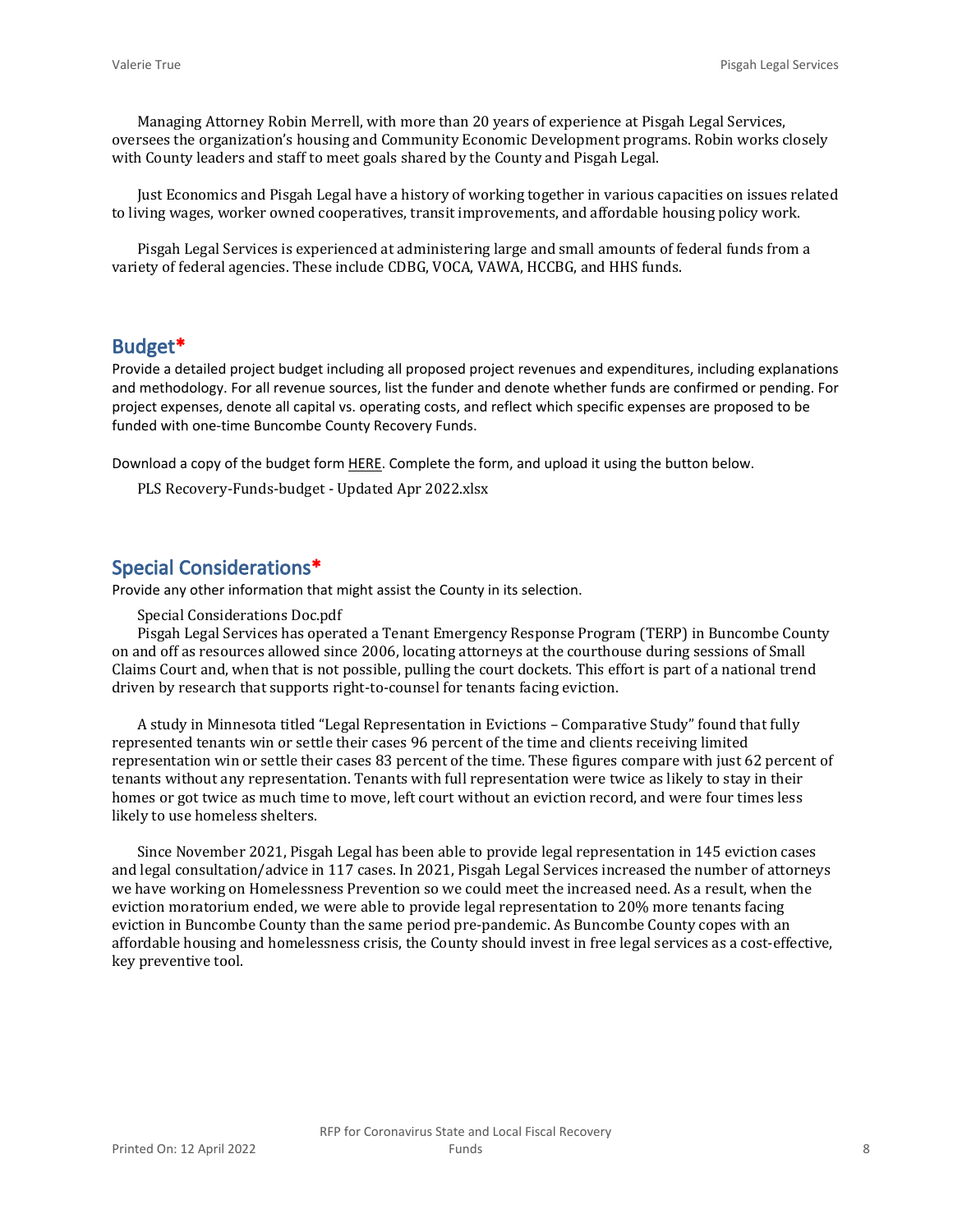Managing Attorney Robin Merrell, with more than 20 years of experience at Pisgah Legal Services, oversees the organization's housing and Community Economic Development programs. Robin works closely with County leaders and staff to meet goals shared by the County and Pisgah Legal.

Just Economics and Pisgah Legal have a history of working together in various capacities on issues related to living wages, worker owned cooperatives, transit improvements, and affordable housing policy work.

Pisgah Legal Services is experienced at administering large and small amounts of federal funds from a variety of federal agencies. These include CDBG, VOCA, VAWA, HCCBG, and HHS funds.

## Budget*

Provide a detailed project budget including all proposed project revenues and expenditures, including explanations and methodology. For all revenue sources, list the funder and denote whether funds are confirmed or pending. For project expenses, denote all capital vs. operating costs, and reflect which specific expenses are proposed to be funded with one-time Buncombe County Recovery Funds.

Download a copy of the budget form HERE. Complete the form, and upload it using the button below.

PLS Recovery-Funds-budget - Updated Apr 2022.xlsx

## Special Considerations*

Provide any other information that might assist the County in its selection.

Special Considerations Doc.pdf

Pisgah Legal Services has operated a Tenant Emergency Response Program (TERP) in Buncombe County on and off as resources allowed since 2006, locating attorneys at the courthouse during sessions of Small Claims Court and, when that is not possible, pulling the court dockets. This effort is part of a national trend driven by research that supports right-to-counsel for tenants facing eviction.

A study in Minnesota titled "Legal Representation in Evictions – Comparative Study" found that fully represented tenants win or settle their cases 96 percent of the time and clients receiving limited representation win or settle their cases 83 percent of the time. These figures compare with just 62 percent of tenants without any representation. Tenants with full representation were twice as likely to stay in their homes or got twice as much time to move, left court without an eviction record, and were four times less likely to use homeless shelters.

Since November 2021, Pisgah Legal has been able to provide legal representation in 145 eviction cases and legal consultation/advice in 117 cases. In 2021, Pisgah Legal Services increased the number of attorneys we have working on Homelessness Prevention so we could meet the increased need. As a result, when the eviction moratorium ended, we were able to provide legal representation to 20% more tenants facing eviction in Buncombe County than the same period pre-pandemic. As Buncombe County copes with an affordable housing and homelessness crisis, the County should invest in free legal services as a cost-effective, key preventive tool.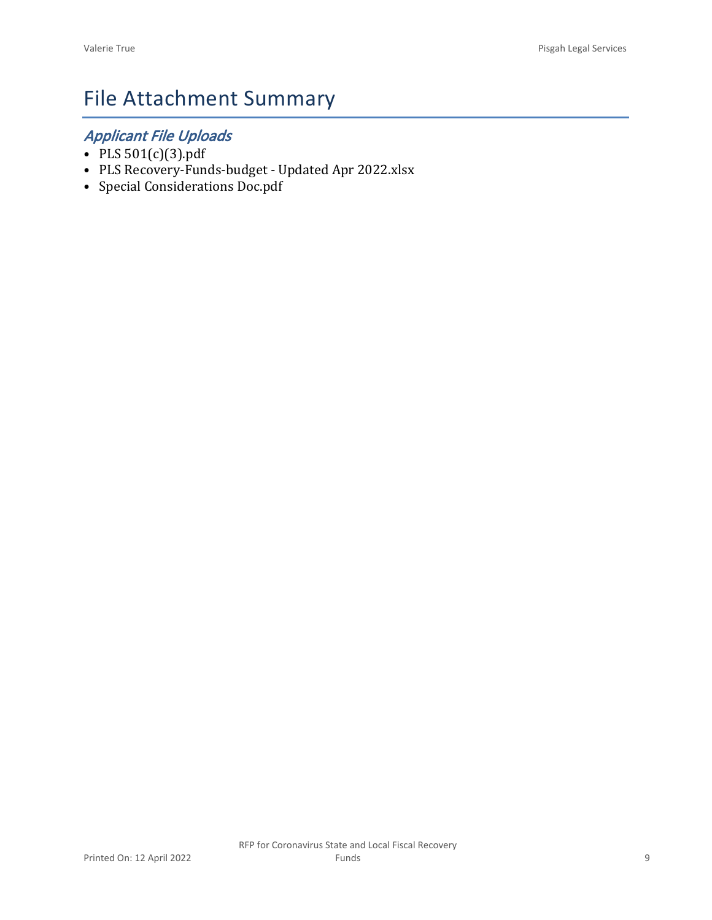# File Attachment Summary

## *Applicant File Uploads*

- PLS 501(c)(3).pdf
- PLS Recovery-Funds-budget - Updated Apr 2022.xlsx
- Special Considerations Doc.pdf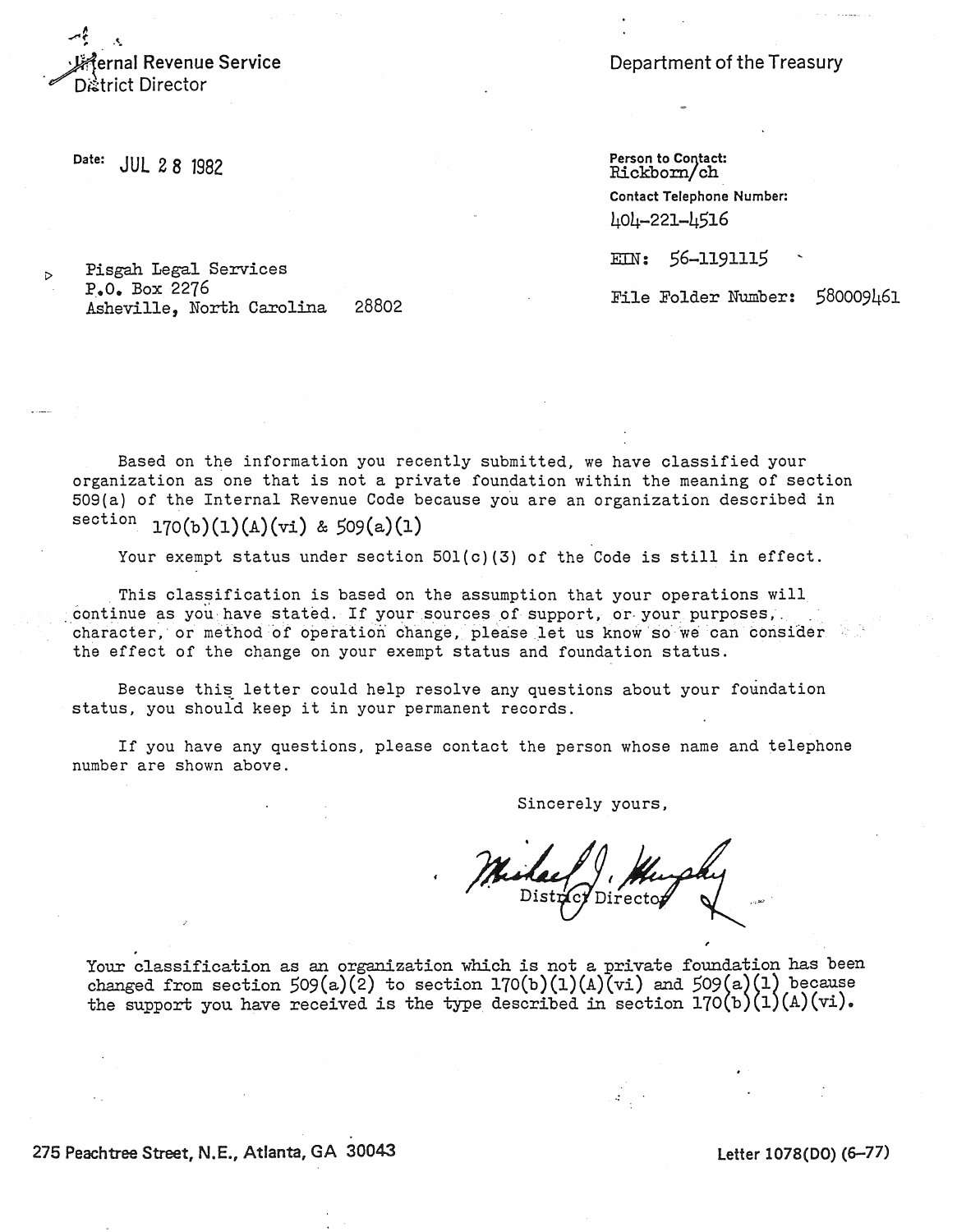Internal Revenue Service
District Director

Department of the Treasury

Date: JUL 28 1982

Person to Contact:
Rickborn/ch

Contact Telephone Number:
404-221-4516

EIN: 56-1191115

File Folder Number: 580009461

Pisgah Legal Services
P.O. Box 2276
Asheville, North Carolina 28802

Based on the information you recently submitted, we have classified your organization as one that is not a private foundation within the meaning of section 509(a) of the Internal Revenue Code because you are an organization described in section 170(b)(1)(A)(vi) & 509(a)(1)

Your exempt status under section 501(c)(3) of the Code is still in effect.

This classification is based on the assumption that your operations will continue as you have stated. If your sources of support, or your purposes, character, or method of operation change, please let us know so we can consider the effect of the change on your exempt status and foundation status.

Because this letter could help resolve any questions about your foundation status, you should keep it in your permanent records.

If you have any questions, please contact the person whose name and telephone number are shown above.

Sincerely yours,

Michael J. Murphy
District Director

Your classification as an organization which is not a private foundation has been changed from section 509(a)(2) to section 170(b)(1)(A)(vi) and 509(a)(1) because the support you have received is the type described in section 170(b)(1)(A)(vi).

275 Peachtree Street, N.E., Atlanta, GA 30043

Letter 1078(DO) (6-77)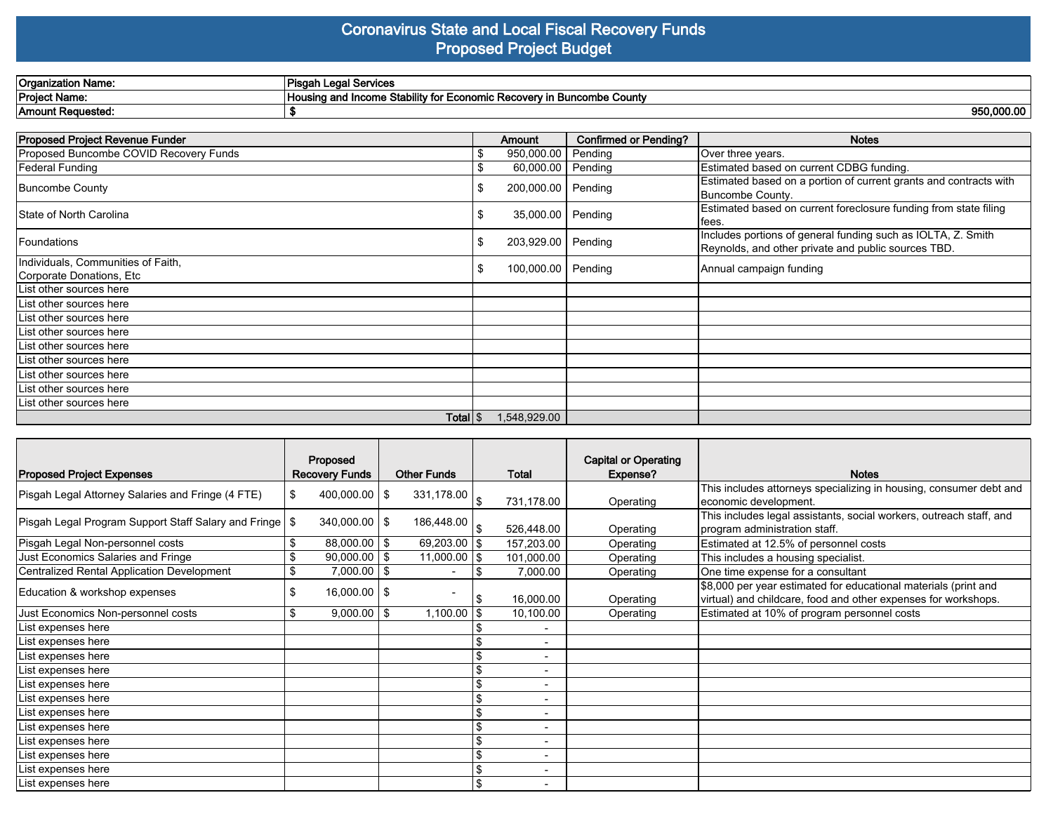# Coronavirus State and Local Fiscal Recovery Funds
## Proposed Project Budget

| | |
|---|---|
| **Organization Name:** | **Pisgah Legal Services** |
| **Project Name:** | **Housing and Income Stability for Economic Recovery in Buncombe County** |
| **Amount Requested:** | **$ 950,000.00** |

| Proposed Project Revenue Funder | Amount | Confirmed or Pending? | Notes |
|---|---|---|---|
| Proposed Buncombe COVID Recovery Funds | $ 950,000.00 | Pending | Over three years. |
| Federal Funding | $ 60,000.00 | Pending | Estimated based on current CDBG funding. |
| Buncombe County | $ 200,000.00 | Pending | Estimated based on a portion of current grants and contracts with Buncombe County. |
| State of North Carolina | $ 35,000.00 | Pending | Estimated based on current foreclosure funding from state filing fees. |
| Foundations | $ 203,929.00 | Pending | Includes portions of general funding such as IOLTA, Z. Smith Reynolds, and other private and public sources TBD. |
| Individuals, Communities of Faith, Corporate Donations, Etc | $ 100,000.00 | Pending | Annual campaign funding |
| List other sources here | | | |
| List other sources here | | | |
| List other sources here | | | |
| List other sources here | | | |
| List other sources here | | | |
| List other sources here | | | |
| List other sources here | | | |
| List other sources here | | | |
| List other sources here | | | |
| Total | $ 1,548,929.00 | | |

| Proposed Project Expenses | Proposed Recovery Funds | Other Funds | Total | Capital or Operating Expense? | Notes |
|---|---|---|---|---|---|
| Pisgah Legal Attorney Salaries and Fringe (4 FTE) | $ 400,000.00 | $ 331,178.00 | $ 731,178.00 | Operating | This includes attorneys specializing in housing, consumer debt and economic development. |
| Pisgah Legal Program Support Staff Salary and Fringe | $ 340,000.00 | $ 186,448.00 | $ 526,448.00 | Operating | This includes legal assistants, social workers, outreach staff, and program administration staff. |
| Pisgah Legal Non-personnel costs | $ 88,000.00 | $ 69,203.00 | $ 157,203.00 | Operating | Estimated at 12.5% of personnel costs |
| Just Economics Salaries and Fringe | $ 90,000.00 | $ 11,000.00 | $ 101,000.00 | Operating | This includes a housing specialist. |
| Centralized Rental Application Development | $ 7,000.00 | $ - | $ 7,000.00 | Operating | One time expense for a consultant |
| Education & workshop expenses | $ 16,000.00 | $ - | $ 16,000.00 | Operating | $8,000 per year estimated for educational materials (print and virtual) and childcare, food and other expenses for workshops. |
| Just Economics Non-personnel costs | $ 9,000.00 | $ 1,100.00 | $ 10,100.00 | Operating | Estimated at 10% of program personnel costs |
| List expenses here | | | $ - | | |
| List expenses here | | | $ - | | |
| List expenses here | | | $ - | | |
| List expenses here | | | $ - | | |
| List expenses here | | | $ - | | |
| List expenses here | | | $ - | | |
| List expenses here | | | $ - | | |
| List expenses here | | | $ - | | |
| List expenses here | | | $ - | | |
| List expenses here | | | $ - | | |
| List expenses here | | | $ - | | |
| List expenses here | | | $ - | | |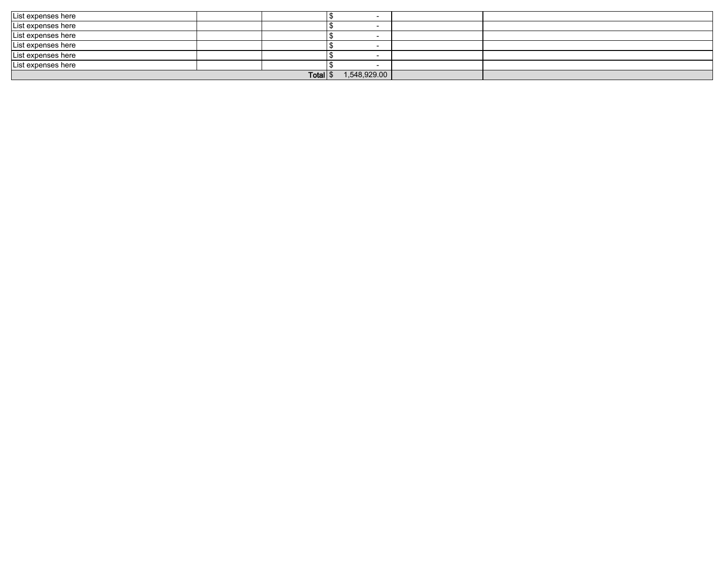| | | | | | |
|---|---|---|---|---|---|
| List expenses here | | | $ - | | |
| List expenses here | | | $ - | | |
| List expenses here | | | $ - | | |
| List expenses here | | | $ - | | |
| List expenses here | | | $ - | | |
| List expenses here | | | $ - | | |
| | | **Total** | $ 1,548,929.00 | | |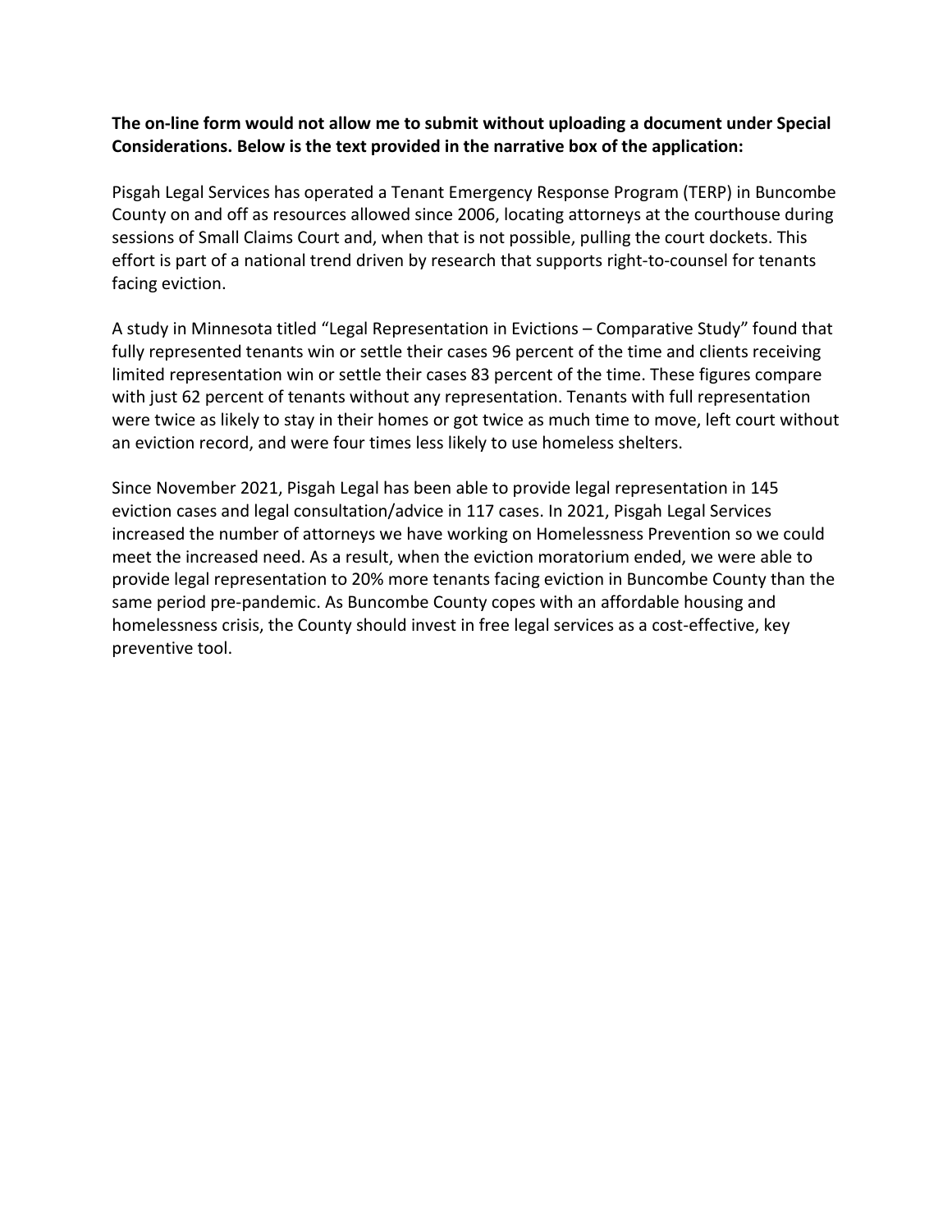**The on-line form would not allow me to submit without uploading a document under Special Considerations. Below is the text provided in the narrative box of the application:**

Pisgah Legal Services has operated a Tenant Emergency Response Program (TERP) in Buncombe County on and off as resources allowed since 2006, locating attorneys at the courthouse during sessions of Small Claims Court and, when that is not possible, pulling the court dockets. This effort is part of a national trend driven by research that supports right-to-counsel for tenants facing eviction.

A study in Minnesota titled "Legal Representation in Evictions – Comparative Study" found that fully represented tenants win or settle their cases 96 percent of the time and clients receiving limited representation win or settle their cases 83 percent of the time. These figures compare with just 62 percent of tenants without any representation. Tenants with full representation were twice as likely to stay in their homes or got twice as much time to move, left court without an eviction record, and were four times less likely to use homeless shelters.

Since November 2021, Pisgah Legal has been able to provide legal representation in 145 eviction cases and legal consultation/advice in 117 cases. In 2021, Pisgah Legal Services increased the number of attorneys we have working on Homelessness Prevention so we could meet the increased need. As a result, when the eviction moratorium ended, we were able to provide legal representation to 20% more tenants facing eviction in Buncombe County than the same period pre-pandemic. As Buncombe County copes with an affordable housing and homelessness crisis, the County should invest in free legal services as a cost-effective, key preventive tool.